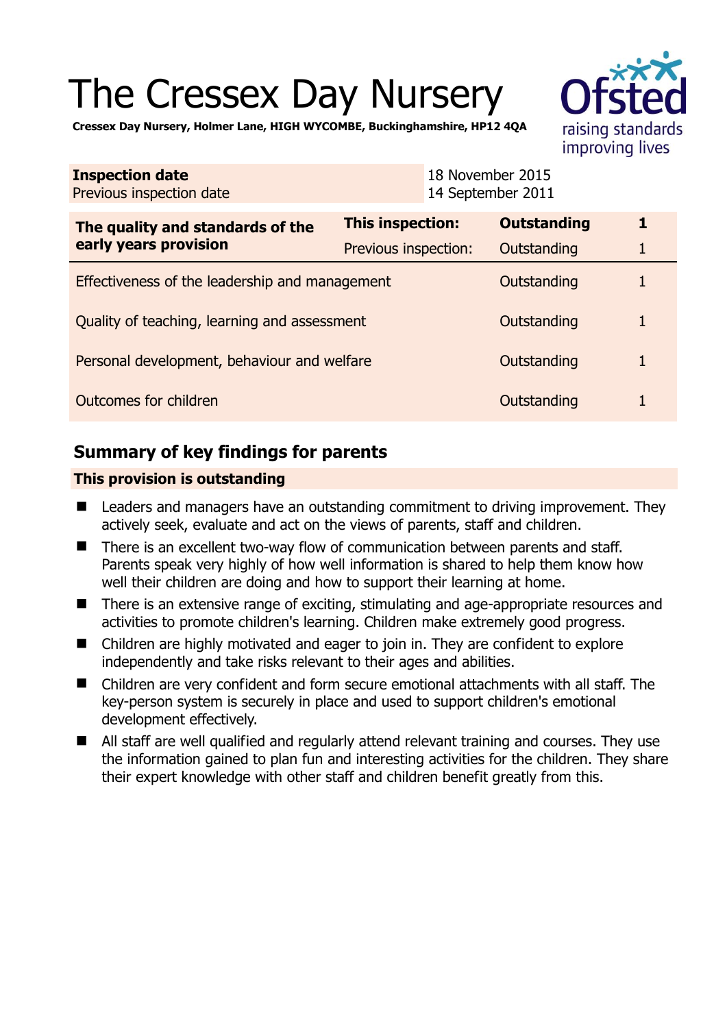# The Cressex Day Nursery

**Cressex Day Nursery, Holmer Lane, HIGH WYCOMBE, Buckinghamshire, HP12 4QA**

| **Inspection date** | 18 November 2015 |
| --- | --- |
| Previous inspection date | 14 September 2011 |

| **The quality and standards of the early years provision** | **This inspection:** | **Outstanding** | **1** |
| --- | --- | --- | --- |
| | Previous inspection: | Outstanding | 1 |
| Effectiveness of the leadership and management | | Outstanding | 1 |
| Quality of teaching, learning and assessment | | Outstanding | 1 |
| Personal development, behaviour and welfare | | Outstanding | 1 |
| Outcomes for children | | Outstanding | 1 |

## Summary of key findings for parents

**This provision is outstanding**

- Leaders and managers have an outstanding commitment to driving improvement. They actively seek, evaluate and act on the views of parents, staff and children.
- There is an excellent two-way flow of communication between parents and staff. Parents speak very highly of how well information is shared to help them know how well their children are doing and how to support their learning at home.
- There is an extensive range of exciting, stimulating and age-appropriate resources and activities to promote children's learning. Children make extremely good progress.
- Children are highly motivated and eager to join in. They are confident to explore independently and take risks relevant to their ages and abilities.
- Children are very confident and form secure emotional attachments with all staff. The key-person system is securely in place and used to support children's emotional development effectively.
- All staff are well qualified and regularly attend relevant training and courses. They use the information gained to plan fun and interesting activities for the children. They share their expert knowledge with other staff and children benefit greatly from this.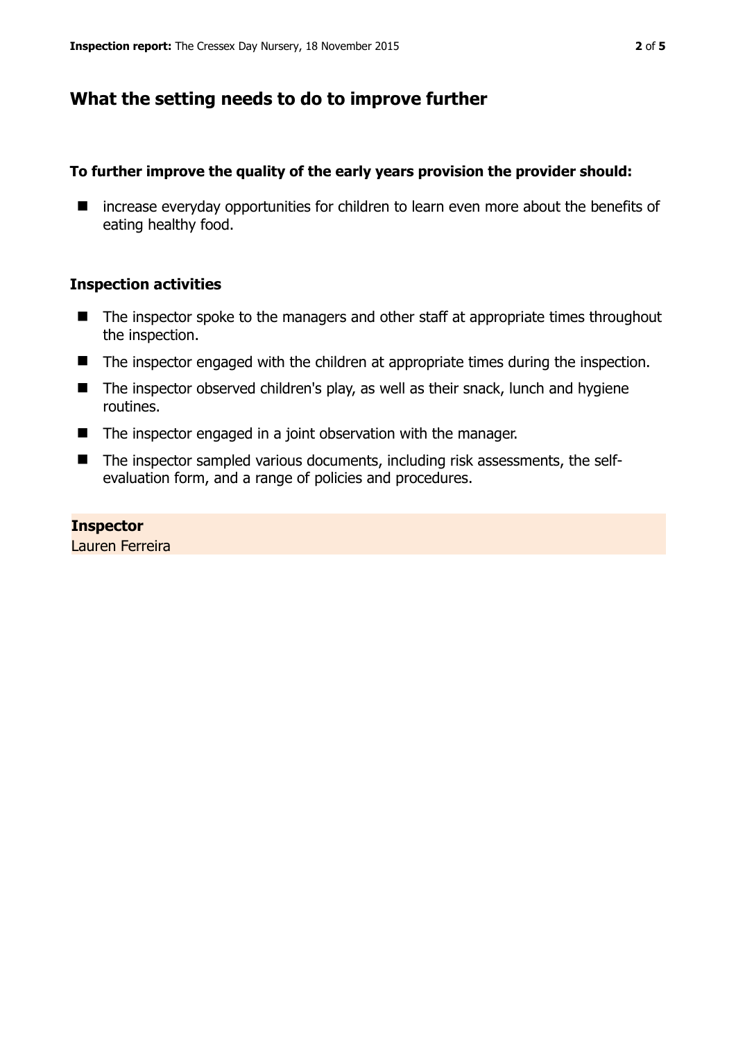## What the setting needs to do to improve further

**To further improve the quality of the early years provision the provider should:**

- increase everyday opportunities for children to learn even more about the benefits of eating healthy food.

### Inspection activities

- The inspector spoke to the managers and other staff at appropriate times throughout the inspection.
- The inspector engaged with the children at appropriate times during the inspection.
- The inspector observed children's play, as well as their snack, lunch and hygiene routines.
- The inspector engaged in a joint observation with the manager.
- The inspector sampled various documents, including risk assessments, the self-evaluation form, and a range of policies and procedures.

**Inspector**
Lauren Ferreira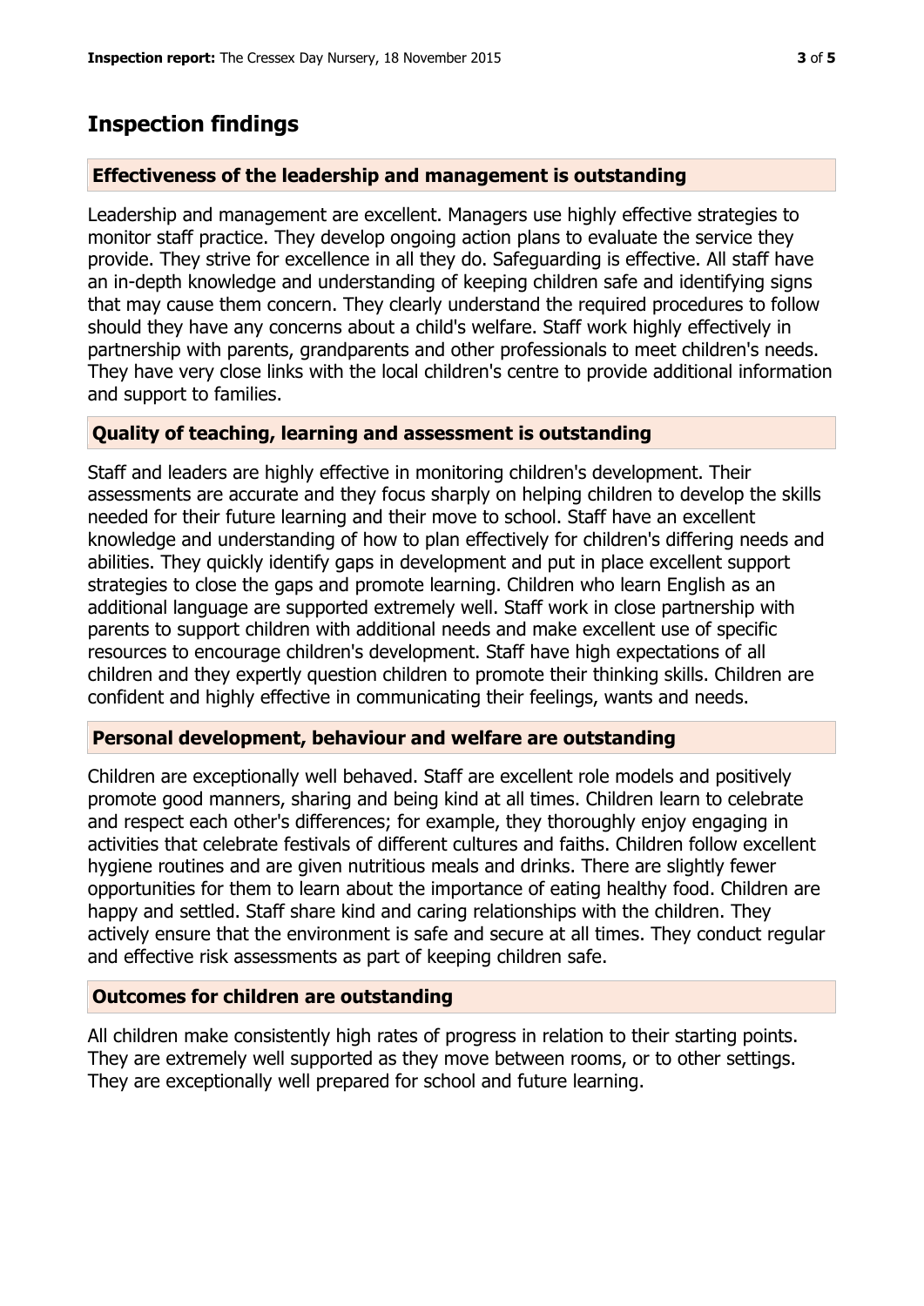## Inspection findings

### Effectiveness of the leadership and management is outstanding

Leadership and management are excellent. Managers use highly effective strategies to monitor staff practice. They develop ongoing action plans to evaluate the service they provide. They strive for excellence in all they do. Safeguarding is effective. All staff have an in-depth knowledge and understanding of keeping children safe and identifying signs that may cause them concern. They clearly understand the required procedures to follow should they have any concerns about a child's welfare. Staff work highly effectively in partnership with parents, grandparents and other professionals to meet children's needs. They have very close links with the local children's centre to provide additional information and support to families.

### Quality of teaching, learning and assessment is outstanding

Staff and leaders are highly effective in monitoring children's development. Their assessments are accurate and they focus sharply on helping children to develop the skills needed for their future learning and their move to school. Staff have an excellent knowledge and understanding of how to plan effectively for children's differing needs and abilities. They quickly identify gaps in development and put in place excellent support strategies to close the gaps and promote learning. Children who learn English as an additional language are supported extremely well. Staff work in close partnership with parents to support children with additional needs and make excellent use of specific resources to encourage children's development. Staff have high expectations of all children and they expertly question children to promote their thinking skills. Children are confident and highly effective in communicating their feelings, wants and needs.

### Personal development, behaviour and welfare are outstanding

Children are exceptionally well behaved. Staff are excellent role models and positively promote good manners, sharing and being kind at all times. Children learn to celebrate and respect each other's differences; for example, they thoroughly enjoy engaging in activities that celebrate festivals of different cultures and faiths. Children follow excellent hygiene routines and are given nutritious meals and drinks. There are slightly fewer opportunities for them to learn about the importance of eating healthy food. Children are happy and settled. Staff share kind and caring relationships with the children. They actively ensure that the environment is safe and secure at all times. They conduct regular and effective risk assessments as part of keeping children safe.

### Outcomes for children are outstanding

All children make consistently high rates of progress in relation to their starting points. They are extremely well supported as they move between rooms, or to other settings. They are exceptionally well prepared for school and future learning.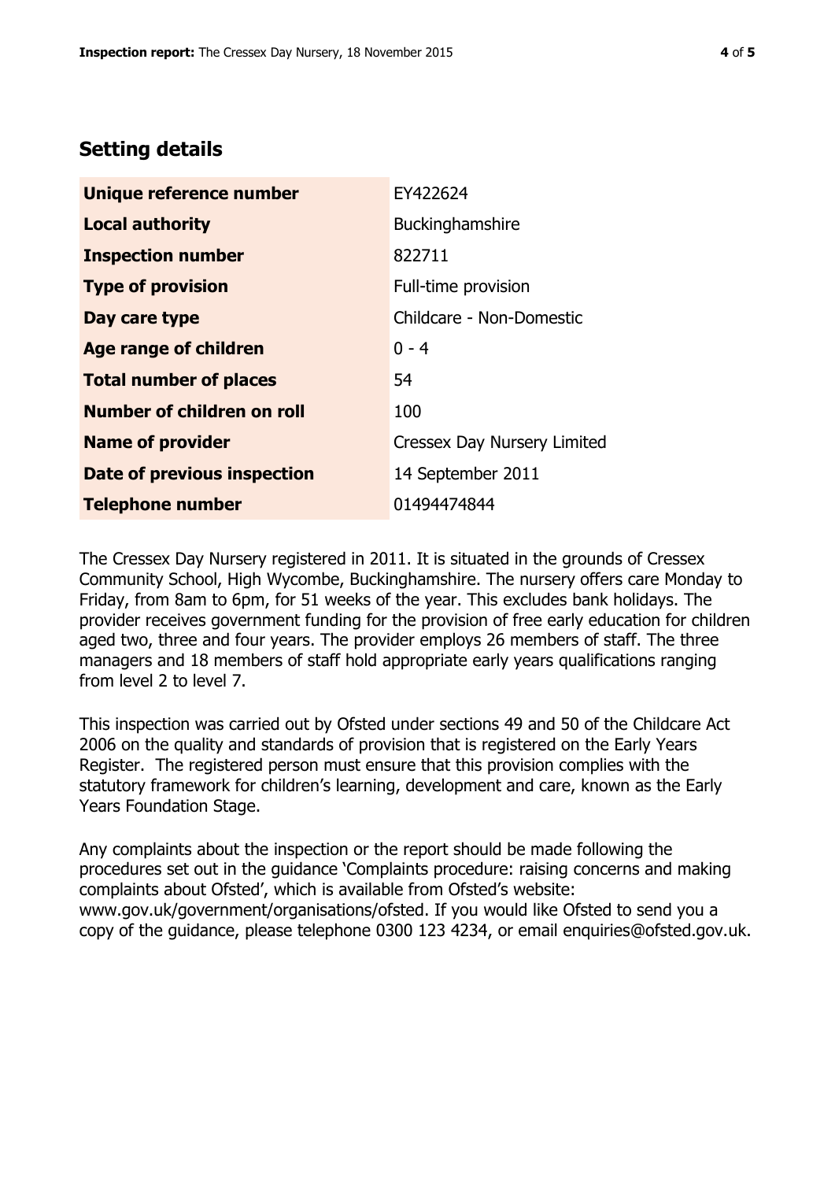## Setting details

| | |
|---|---|
| **Unique reference number** | EY422624 |
| **Local authority** | Buckinghamshire |
| **Inspection number** | 822711 |
| **Type of provision** | Full-time provision |
| **Day care type** | Childcare - Non-Domestic |
| **Age range of children** | 0 - 4 |
| **Total number of places** | 54 |
| **Number of children on roll** | 100 |
| **Name of provider** | Cressex Day Nursery Limited |
| **Date of previous inspection** | 14 September 2011 |
| **Telephone number** | 01494474844 |

The Cressex Day Nursery registered in 2011. It is situated in the grounds of Cressex Community School, High Wycombe, Buckinghamshire. The nursery offers care Monday to Friday, from 8am to 6pm, for 51 weeks of the year. This excludes bank holidays. The provider receives government funding for the provision of free early education for children aged two, three and four years. The provider employs 26 members of staff. The three managers and 18 members of staff hold appropriate early years qualifications ranging from level 2 to level 7.

This inspection was carried out by Ofsted under sections 49 and 50 of the Childcare Act 2006 on the quality and standards of provision that is registered on the Early Years Register. The registered person must ensure that this provision complies with the statutory framework for children's learning, development and care, known as the Early Years Foundation Stage.

Any complaints about the inspection or the report should be made following the procedures set out in the guidance 'Complaints procedure: raising concerns and making complaints about Ofsted', which is available from Ofsted's website: www.gov.uk/government/organisations/ofsted. If you would like Ofsted to send you a copy of the guidance, please telephone 0300 123 4234, or email enquiries@ofsted.gov.uk.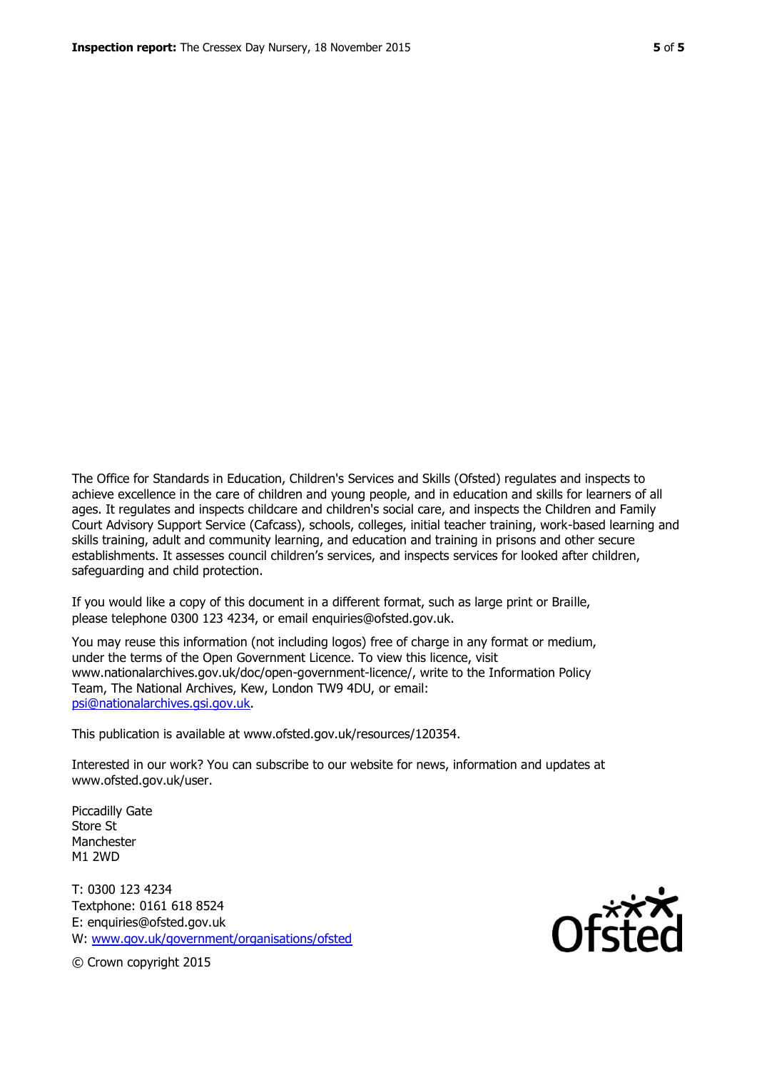The Office for Standards in Education, Children's Services and Skills (Ofsted) regulates and inspects to achieve excellence in the care of children and young people, and in education and skills for learners of all ages. It regulates and inspects childcare and children's social care, and inspects the Children and Family Court Advisory Support Service (Cafcass), schools, colleges, initial teacher training, work-based learning and skills training, adult and community learning, and education and training in prisons and other secure establishments. It assesses council children's services, and inspects services for looked after children, safeguarding and child protection.

If you would like a copy of this document in a different format, such as large print or Braille, please telephone 0300 123 4234, or email enquiries@ofsted.gov.uk.

You may reuse this information (not including logos) free of charge in any format or medium, under the terms of the Open Government Licence. To view this licence, visit www.nationalarchives.gov.uk/doc/open-government-licence/, write to the Information Policy Team, The National Archives, Kew, London TW9 4DU, or email: psi@nationalarchives.gsi.gov.uk.

This publication is available at www.ofsted.gov.uk/resources/120354.

Interested in our work? You can subscribe to our website for news, information and updates at www.ofsted.gov.uk/user.

Piccadilly Gate
Store St
Manchester
M1 2WD

T: 0300 123 4234
Textphone: 0161 618 8524
E: enquiries@ofsted.gov.uk
W: www.gov.uk/government/organisations/ofsted

© Crown copyright 2015